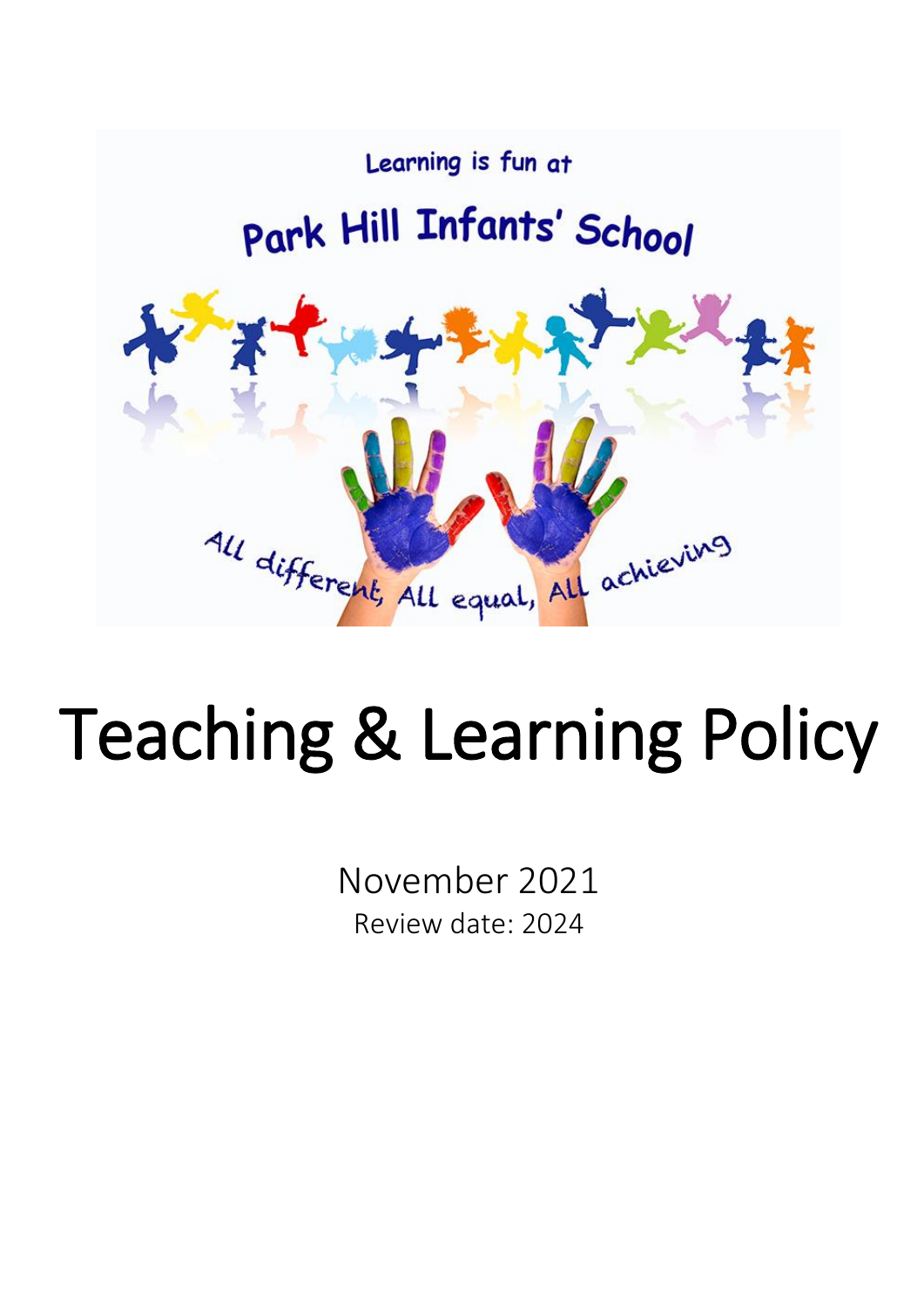Learning is fun at

Park Hill Infants' School

All different, All equal, All achieving

# Teaching & Learning Policy

November 2021

Review date: 2024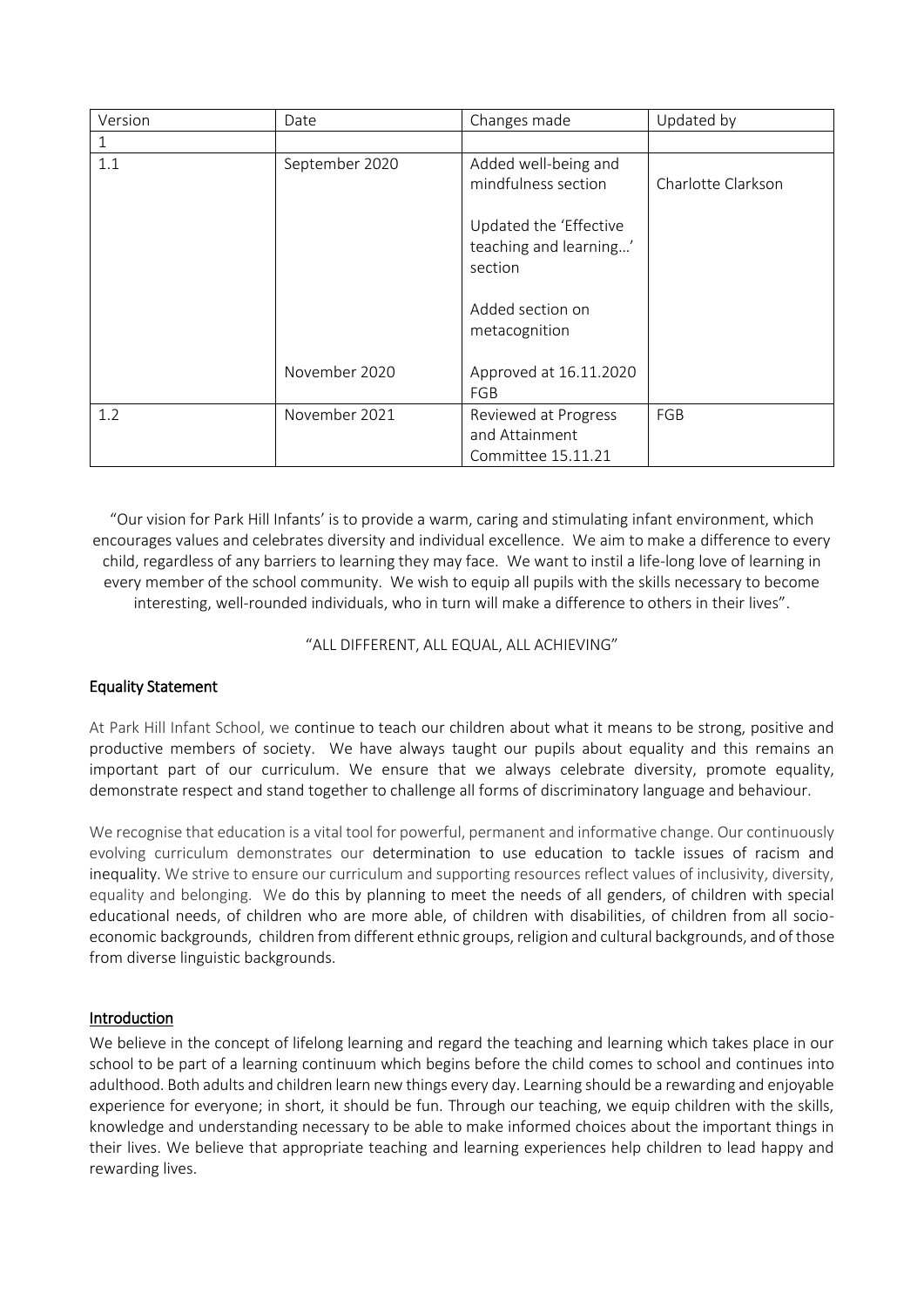| Version | Date | Changes made | Updated by |
|---|---|---|---|
| 1 | | | |
| 1.1 | September 2020 | Added well-being and mindfulness section<br><br>Updated the 'Effective teaching and learning…' section<br><br>Added section on metacognition | Charlotte Clarkson |
| | November 2020 | Approved at 16.11.2020 FGB | |
| 1.2 | November 2021 | Reviewed at Progress and Attainment Committee 15.11.21 | FGB |

"Our vision for Park Hill Infants' is to provide a warm, caring and stimulating infant environment, which encourages values and celebrates diversity and individual excellence. We aim to make a difference to every child, regardless of any barriers to learning they may face. We want to instil a life-long love of learning in every member of the school community. We wish to equip all pupils with the skills necessary to become interesting, well-rounded individuals, who in turn will make a difference to others in their lives".

"ALL DIFFERENT, ALL EQUAL, ALL ACHIEVING"

## Equality Statement

At Park Hill Infant School, we continue to teach our children about what it means to be strong, positive and productive members of society. We have always taught our pupils about equality and this remains an important part of our curriculum. We ensure that we always celebrate diversity, promote equality, demonstrate respect and stand together to challenge all forms of discriminatory language and behaviour.

We recognise that education is a vital tool for powerful, permanent and informative change. Our continuously evolving curriculum demonstrates our determination to use education to tackle issues of racism and inequality. We strive to ensure our curriculum and supporting resources reflect values of inclusivity, diversity, equality and belonging. We do this by planning to meet the needs of all genders, of children with special educational needs, of children who are more able, of children with disabilities, of children from all socio-economic backgrounds, children from different ethnic groups, religion and cultural backgrounds, and of those from diverse linguistic backgrounds.

## Introduction

We believe in the concept of lifelong learning and regard the teaching and learning which takes place in our school to be part of a learning continuum which begins before the child comes to school and continues into adulthood. Both adults and children learn new things every day. Learning should be a rewarding and enjoyable experience for everyone; in short, it should be fun. Through our teaching, we equip children with the skills, knowledge and understanding necessary to be able to make informed choices about the important things in their lives. We believe that appropriate teaching and learning experiences help children to lead happy and rewarding lives.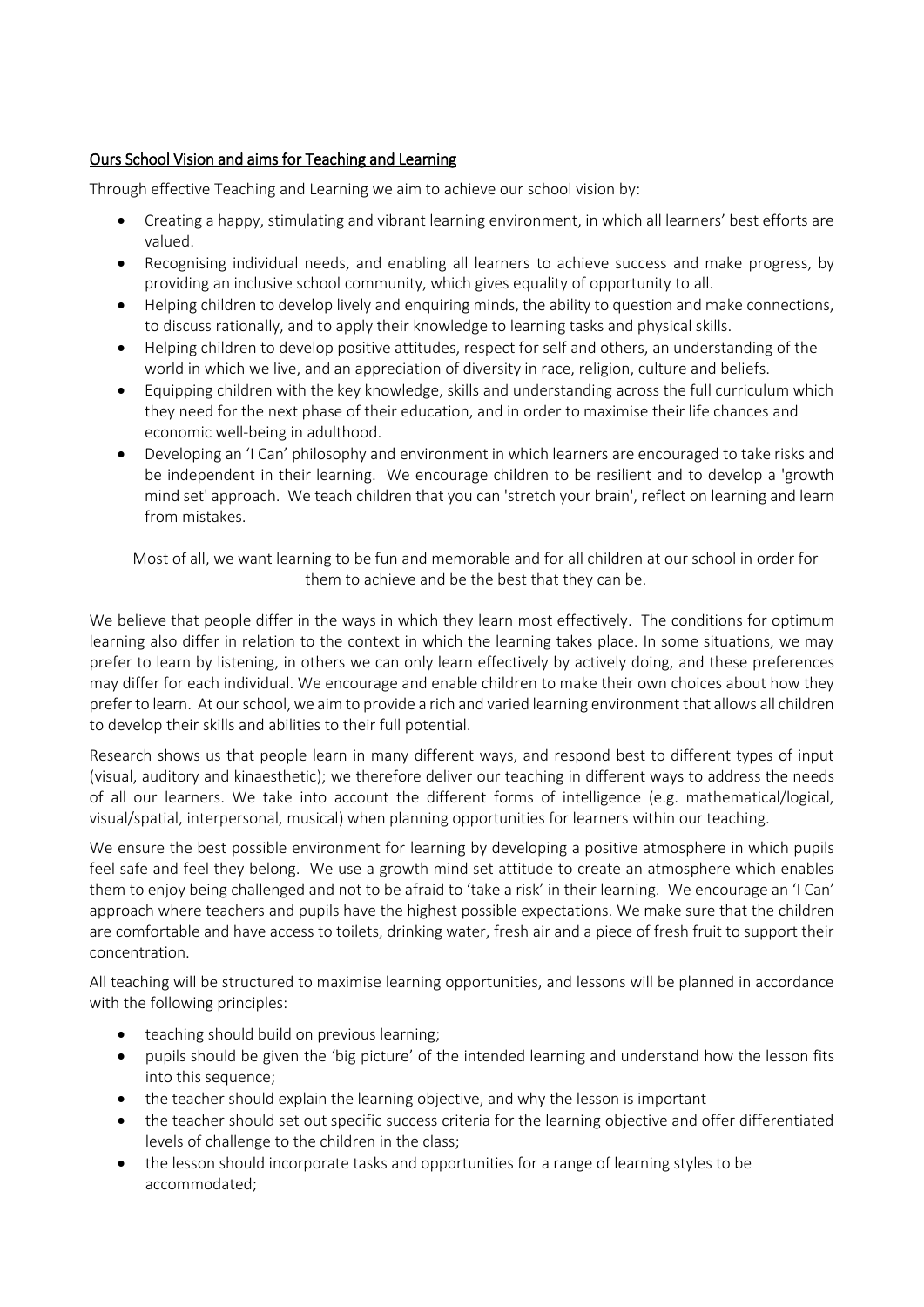## Ours School Vision and aims for Teaching and Learning

Through effective Teaching and Learning we aim to achieve our school vision by:

- Creating a happy, stimulating and vibrant learning environment, in which all learners' best efforts are valued.
- Recognising individual needs, and enabling all learners to achieve success and make progress, by providing an inclusive school community, which gives equality of opportunity to all.
- Helping children to develop lively and enquiring minds, the ability to question and make connections, to discuss rationally, and to apply their knowledge to learning tasks and physical skills.
- Helping children to develop positive attitudes, respect for self and others, an understanding of the world in which we live, and an appreciation of diversity in race, religion, culture and beliefs.
- Equipping children with the key knowledge, skills and understanding across the full curriculum which they need for the next phase of their education, and in order to maximise their life chances and economic well-being in adulthood.
- Developing an 'I Can' philosophy and environment in which learners are encouraged to take risks and be independent in their learning. We encourage children to be resilient and to develop a 'growth mind set' approach. We teach children that you can 'stretch your brain', reflect on learning and learn from mistakes.

Most of all, we want learning to be fun and memorable and for all children at our school in order for them to achieve and be the best that they can be.

We believe that people differ in the ways in which they learn most effectively. The conditions for optimum learning also differ in relation to the context in which the learning takes place. In some situations, we may prefer to learn by listening, in others we can only learn effectively by actively doing, and these preferences may differ for each individual. We encourage and enable children to make their own choices about how they prefer to learn. At our school, we aim to provide a rich and varied learning environment that allows all children to develop their skills and abilities to their full potential.

Research shows us that people learn in many different ways, and respond best to different types of input (visual, auditory and kinaesthetic); we therefore deliver our teaching in different ways to address the needs of all our learners. We take into account the different forms of intelligence (e.g. mathematical/logical, visual/spatial, interpersonal, musical) when planning opportunities for learners within our teaching.

We ensure the best possible environment for learning by developing a positive atmosphere in which pupils feel safe and feel they belong. We use a growth mind set attitude to create an atmosphere which enables them to enjoy being challenged and not to be afraid to 'take a risk' in their learning. We encourage an 'I Can' approach where teachers and pupils have the highest possible expectations. We make sure that the children are comfortable and have access to toilets, drinking water, fresh air and a piece of fresh fruit to support their concentration.

All teaching will be structured to maximise learning opportunities, and lessons will be planned in accordance with the following principles:

- teaching should build on previous learning;
- pupils should be given the 'big picture' of the intended learning and understand how the lesson fits into this sequence;
- the teacher should explain the learning objective, and why the lesson is important
- the teacher should set out specific success criteria for the learning objective and offer differentiated levels of challenge to the children in the class;
- the lesson should incorporate tasks and opportunities for a range of learning styles to be accommodated;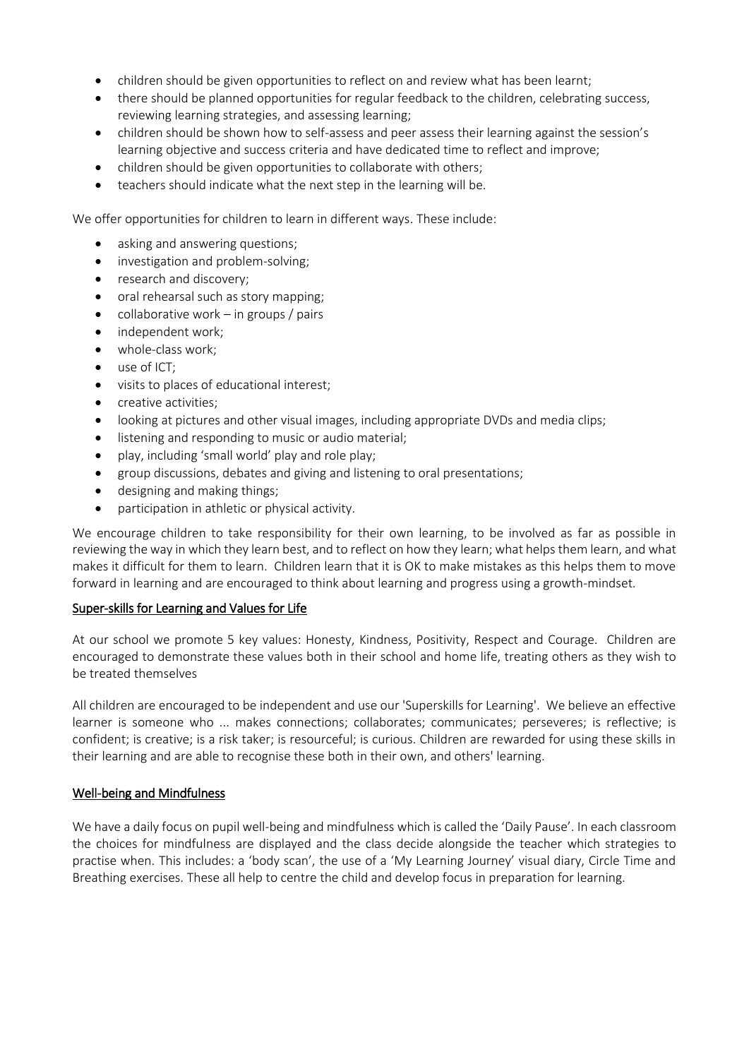- children should be given opportunities to reflect on and review what has been learnt;
- there should be planned opportunities for regular feedback to the children, celebrating success, reviewing learning strategies, and assessing learning;
- children should be shown how to self-assess and peer assess their learning against the session's learning objective and success criteria and have dedicated time to reflect and improve;
- children should be given opportunities to collaborate with others;
- teachers should indicate what the next step in the learning will be.

We offer opportunities for children to learn in different ways. These include:

- asking and answering questions;
- investigation and problem-solving;
- research and discovery;
- oral rehearsal such as story mapping;
- collaborative work – in groups / pairs
- independent work;
- whole-class work;
- use of ICT;
- visits to places of educational interest;
- creative activities;
- looking at pictures and other visual images, including appropriate DVDs and media clips;
- listening and responding to music or audio material;
- play, including 'small world' play and role play;
- group discussions, debates and giving and listening to oral presentations;
- designing and making things;
- participation in athletic or physical activity.

We encourage children to take responsibility for their own learning, to be involved as far as possible in reviewing the way in which they learn best, and to reflect on how they learn; what helps them learn, and what makes it difficult for them to learn. Children learn that it is OK to make mistakes as this helps them to move forward in learning and are encouraged to think about learning and progress using a growth-mindset.

## Super-skills for Learning and Values for Life

At our school we promote 5 key values: Honesty, Kindness, Positivity, Respect and Courage. Children are encouraged to demonstrate these values both in their school and home life, treating others as they wish to be treated themselves

All children are encouraged to be independent and use our 'Superskills for Learning'. We believe an effective learner is someone who ... makes connections; collaborates; communicates; perseveres; is reflective; is confident; is creative; is a risk taker; is resourceful; is curious. Children are rewarded for using these skills in their learning and are able to recognise these both in their own, and others' learning.

## Well-being and Mindfulness

We have a daily focus on pupil well-being and mindfulness which is called the 'Daily Pause'. In each classroom the choices for mindfulness are displayed and the class decide alongside the teacher which strategies to practise when. This includes: a 'body scan', the use of a 'My Learning Journey' visual diary, Circle Time and Breathing exercises. These all help to centre the child and develop focus in preparation for learning.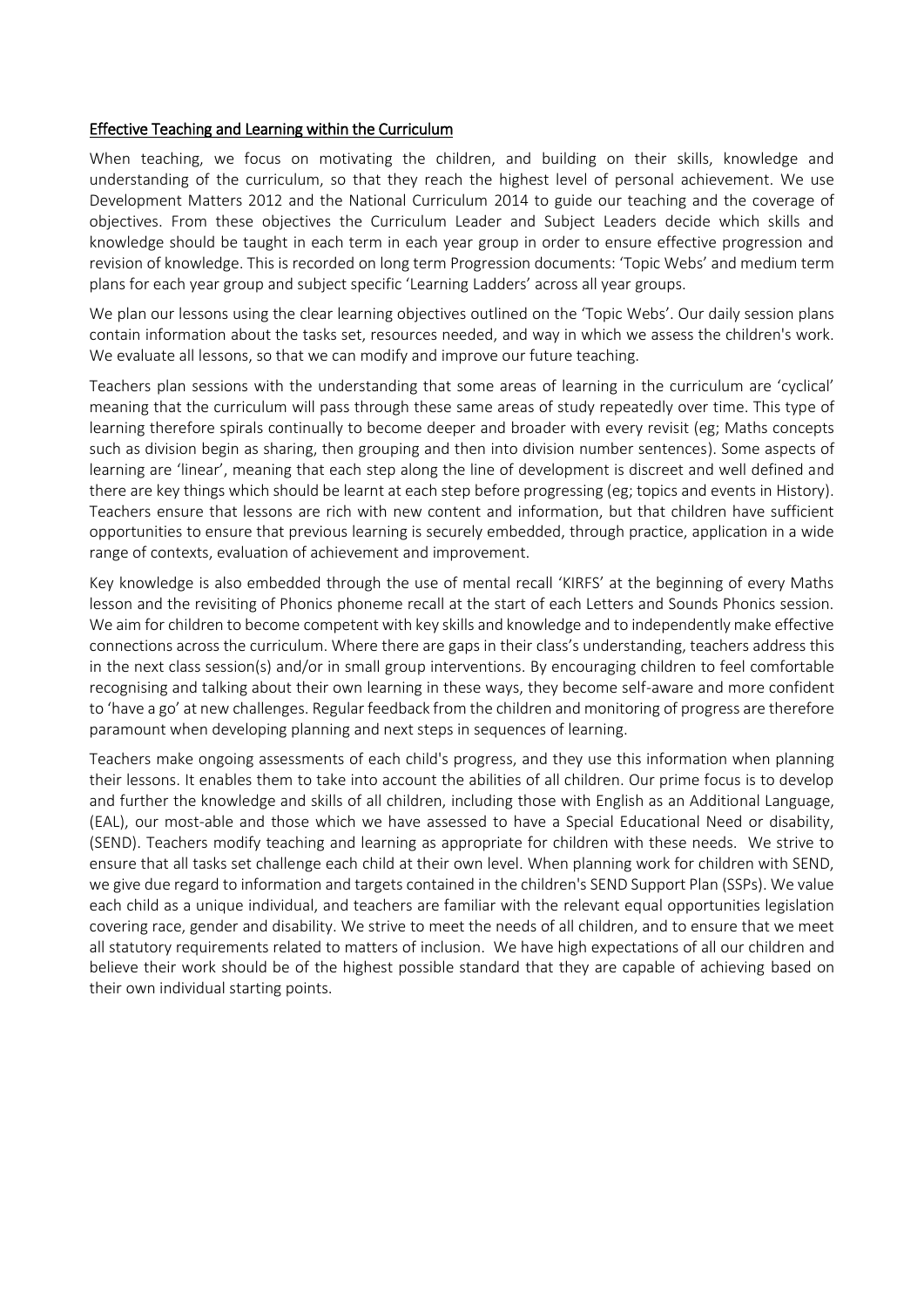## Effective Teaching and Learning within the Curriculum

When teaching, we focus on motivating the children, and building on their skills, knowledge and understanding of the curriculum, so that they reach the highest level of personal achievement. We use Development Matters 2012 and the National Curriculum 2014 to guide our teaching and the coverage of objectives. From these objectives the Curriculum Leader and Subject Leaders decide which skills and knowledge should be taught in each term in each year group in order to ensure effective progression and revision of knowledge. This is recorded on long term Progression documents: 'Topic Webs' and medium term plans for each year group and subject specific 'Learning Ladders' across all year groups.

We plan our lessons using the clear learning objectives outlined on the 'Topic Webs'. Our daily session plans contain information about the tasks set, resources needed, and way in which we assess the children's work. We evaluate all lessons, so that we can modify and improve our future teaching.

Teachers plan sessions with the understanding that some areas of learning in the curriculum are 'cyclical' meaning that the curriculum will pass through these same areas of study repeatedly over time. This type of learning therefore spirals continually to become deeper and broader with every revisit (eg; Maths concepts such as division begin as sharing, then grouping and then into division number sentences). Some aspects of learning are 'linear', meaning that each step along the line of development is discreet and well defined and there are key things which should be learnt at each step before progressing (eg; topics and events in History). Teachers ensure that lessons are rich with new content and information, but that children have sufficient opportunities to ensure that previous learning is securely embedded, through practice, application in a wide range of contexts, evaluation of achievement and improvement.

Key knowledge is also embedded through the use of mental recall 'KIRFS' at the beginning of every Maths lesson and the revisiting of Phonics phoneme recall at the start of each Letters and Sounds Phonics session. We aim for children to become competent with key skills and knowledge and to independently make effective connections across the curriculum. Where there are gaps in their class's understanding, teachers address this in the next class session(s) and/or in small group interventions. By encouraging children to feel comfortable recognising and talking about their own learning in these ways, they become self-aware and more confident to 'have a go' at new challenges. Regular feedback from the children and monitoring of progress are therefore paramount when developing planning and next steps in sequences of learning.

Teachers make ongoing assessments of each child's progress, and they use this information when planning their lessons. It enables them to take into account the abilities of all children. Our prime focus is to develop and further the knowledge and skills of all children, including those with English as an Additional Language, (EAL), our most-able and those which we have assessed to have a Special Educational Need or disability, (SEND). Teachers modify teaching and learning as appropriate for children with these needs. We strive to ensure that all tasks set challenge each child at their own level. When planning work for children with SEND, we give due regard to information and targets contained in the children's SEND Support Plan (SSPs). We value each child as a unique individual, and teachers are familiar with the relevant equal opportunities legislation covering race, gender and disability. We strive to meet the needs of all children, and to ensure that we meet all statutory requirements related to matters of inclusion. We have high expectations of all our children and believe their work should be of the highest possible standard that they are capable of achieving based on their own individual starting points.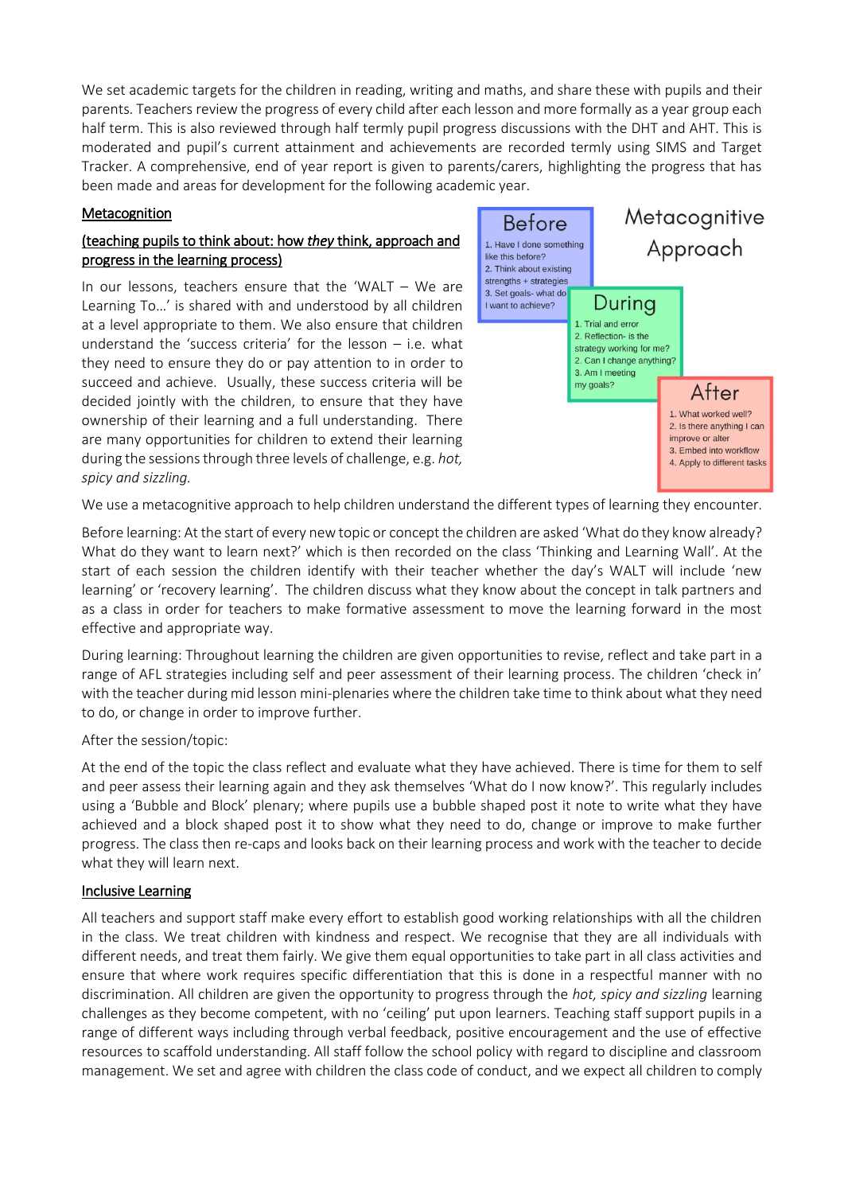We set academic targets for the children in reading, writing and maths, and share these with pupils and their parents. Teachers review the progress of every child after each lesson and more formally as a year group each half term. This is also reviewed through half termly pupil progress discussions with the DHT and AHT. This is moderated and pupil's current attainment and achievements are recorded termly using SIMS and Target Tracker. A comprehensive, end of year report is given to parents/carers, highlighting the progress that has been made and areas for development for the following academic year.

**Metacognition**

**(teaching pupils to think about: how *they* think, approach and progress in the learning process)**

In our lessons, teachers ensure that the 'WALT – We are Learning To…' is shared with and understood by all children at a level appropriate to them. We also ensure that children understand the 'success criteria' for the lesson – i.e. what they need to ensure they do or pay attention to in order to succeed and achieve. Usually, these success criteria will be decided jointly with the children, to ensure that they have ownership of their learning and a full understanding. There are many opportunities for children to extend their learning during the sessions through three levels of challenge, e.g. *hot, spicy and sizzling.*

Metacognitive Approach

Before
1. Have I done something like this before?
2. Think about existing strengths + strategies
3. Set goals- what do I want to achieve?

During
1. Trial and error
2. Reflection- is the strategy working for me?
2. Can I change anything?
3. Am I meeting my goals?

After
1. What worked well?
2. Is there anything I can improve or alter
3. Embed into workflow
4. Apply to different tasks

We use a metacognitive approach to help children understand the different types of learning they encounter.

Before learning: At the start of every new topic or concept the children are asked 'What do they know already? What do they want to learn next?' which is then recorded on the class 'Thinking and Learning Wall'. At the start of each session the children identify with their teacher whether the day's WALT will include 'new learning' or 'recovery learning'. The children discuss what they know about the concept in talk partners and as a class in order for teachers to make formative assessment to move the learning forward in the most effective and appropriate way.

During learning: Throughout learning the children are given opportunities to revise, reflect and take part in a range of AFL strategies including self and peer assessment of their learning process. The children 'check in' with the teacher during mid lesson mini-plenaries where the children take time to think about what they need to do, or change in order to improve further.

After the session/topic:

At the end of the topic the class reflect and evaluate what they have achieved. There is time for them to self and peer assess their learning again and they ask themselves 'What do I now know?'. This regularly includes using a 'Bubble and Block' plenary; where pupils use a bubble shaped post it note to write what they have achieved and a block shaped post it to show what they need to do, change or improve to make further progress. The class then re-caps and looks back on their learning process and work with the teacher to decide what they will learn next.

**Inclusive Learning**

All teachers and support staff make every effort to establish good working relationships with all the children in the class. We treat children with kindness and respect. We recognise that they are all individuals with different needs, and treat them fairly. We give them equal opportunities to take part in all class activities and ensure that where work requires specific differentiation that this is done in a respectful manner with no discrimination. All children are given the opportunity to progress through the *hot, spicy and sizzling* learning challenges as they become competent, with no 'ceiling' put upon learners. Teaching staff support pupils in a range of different ways including through verbal feedback, positive encouragement and the use of effective resources to scaffold understanding. All staff follow the school policy with regard to discipline and classroom management. We set and agree with children the class code of conduct, and we expect all children to comply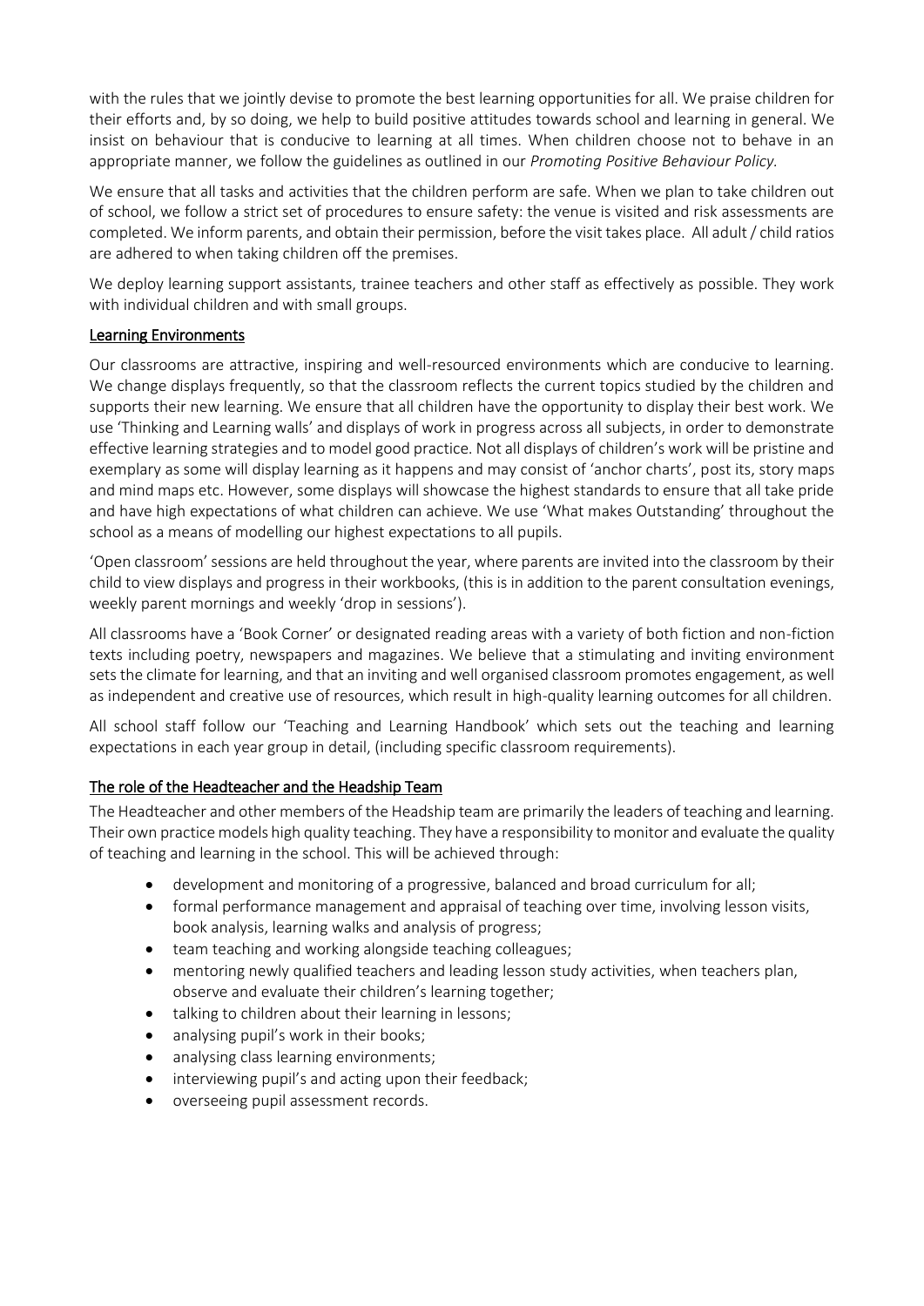with the rules that we jointly devise to promote the best learning opportunities for all. We praise children for their efforts and, by so doing, we help to build positive attitudes towards school and learning in general. We insist on behaviour that is conducive to learning at all times. When children choose not to behave in an appropriate manner, we follow the guidelines as outlined in our *Promoting Positive Behaviour Policy.*

We ensure that all tasks and activities that the children perform are safe. When we plan to take children out of school, we follow a strict set of procedures to ensure safety: the venue is visited and risk assessments are completed. We inform parents, and obtain their permission, before the visit takes place. All adult / child ratios are adhered to when taking children off the premises.

We deploy learning support assistants, trainee teachers and other staff as effectively as possible. They work with individual children and with small groups.

## Learning Environments

Our classrooms are attractive, inspiring and well-resourced environments which are conducive to learning. We change displays frequently, so that the classroom reflects the current topics studied by the children and supports their new learning. We ensure that all children have the opportunity to display their best work. We use 'Thinking and Learning walls' and displays of work in progress across all subjects, in order to demonstrate effective learning strategies and to model good practice. Not all displays of children's work will be pristine and exemplary as some will display learning as it happens and may consist of 'anchor charts', post its, story maps and mind maps etc. However, some displays will showcase the highest standards to ensure that all take pride and have high expectations of what children can achieve. We use 'What makes Outstanding' throughout the school as a means of modelling our highest expectations to all pupils.

'Open classroom' sessions are held throughout the year, where parents are invited into the classroom by their child to view displays and progress in their workbooks, (this is in addition to the parent consultation evenings, weekly parent mornings and weekly 'drop in sessions').

All classrooms have a 'Book Corner' or designated reading areas with a variety of both fiction and non-fiction texts including poetry, newspapers and magazines. We believe that a stimulating and inviting environment sets the climate for learning, and that an inviting and well organised classroom promotes engagement, as well as independent and creative use of resources, which result in high-quality learning outcomes for all children.

All school staff follow our 'Teaching and Learning Handbook' which sets out the teaching and learning expectations in each year group in detail, (including specific classroom requirements).

## The role of the Headteacher and the Headship Team

The Headteacher and other members of the Headship team are primarily the leaders of teaching and learning. Their own practice models high quality teaching. They have a responsibility to monitor and evaluate the quality of teaching and learning in the school. This will be achieved through:

- development and monitoring of a progressive, balanced and broad curriculum for all;
- formal performance management and appraisal of teaching over time, involving lesson visits, book analysis, learning walks and analysis of progress;
- team teaching and working alongside teaching colleagues;
- mentoring newly qualified teachers and leading lesson study activities, when teachers plan, observe and evaluate their children's learning together;
- talking to children about their learning in lessons;
- analysing pupil's work in their books;
- analysing class learning environments;
- interviewing pupil's and acting upon their feedback;
- overseeing pupil assessment records.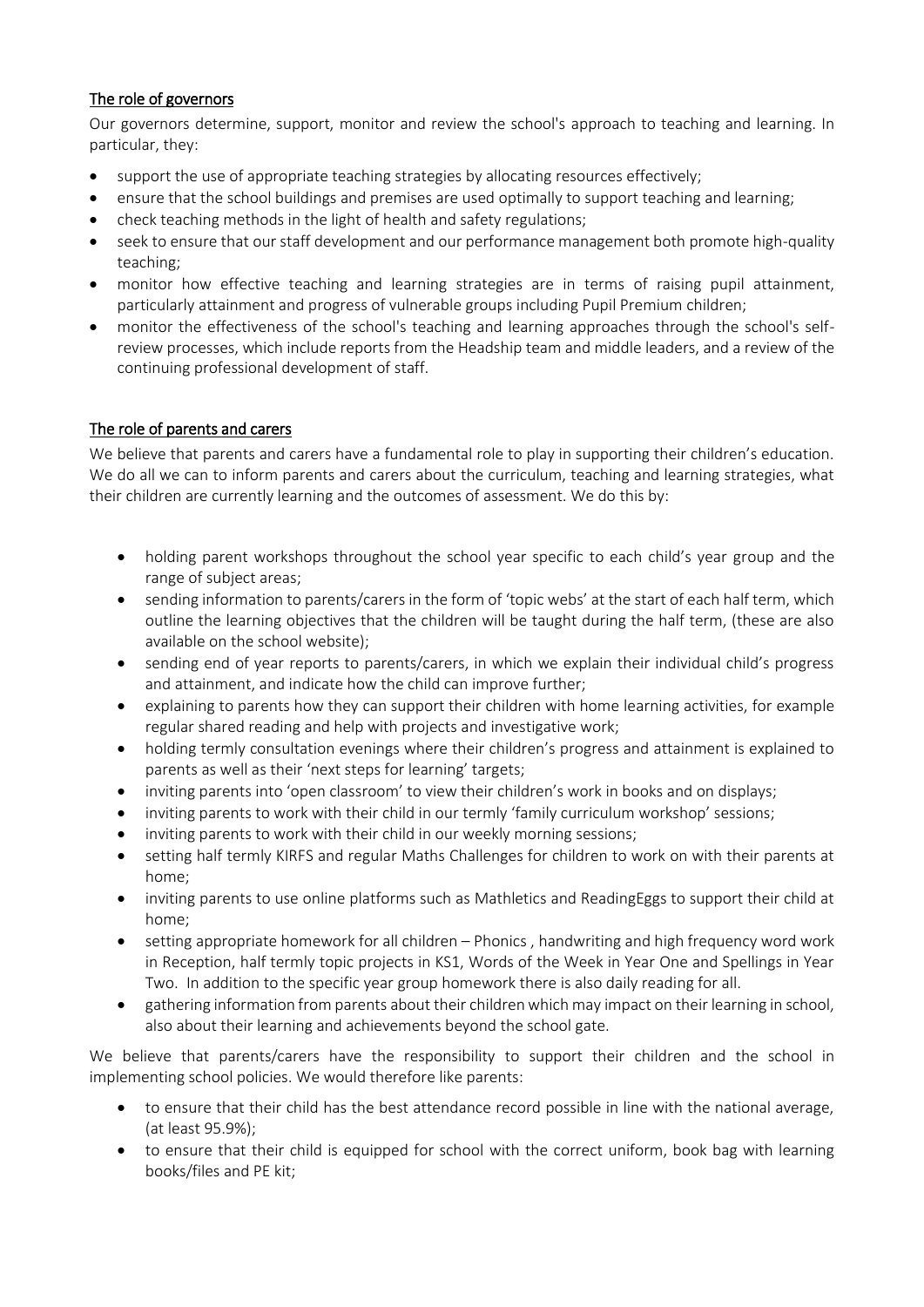## The role of governors

Our governors determine, support, monitor and review the school's approach to teaching and learning. In particular, they:

- support the use of appropriate teaching strategies by allocating resources effectively;
- ensure that the school buildings and premises are used optimally to support teaching and learning;
- check teaching methods in the light of health and safety regulations;
- seek to ensure that our staff development and our performance management both promote high-quality teaching;
- monitor how effective teaching and learning strategies are in terms of raising pupil attainment, particularly attainment and progress of vulnerable groups including Pupil Premium children;
- monitor the effectiveness of the school's teaching and learning approaches through the school's self-review processes, which include reports from the Headship team and middle leaders, and a review of the continuing professional development of staff.

## The role of parents and carers

We believe that parents and carers have a fundamental role to play in supporting their children's education. We do all we can to inform parents and carers about the curriculum, teaching and learning strategies, what their children are currently learning and the outcomes of assessment. We do this by:

- holding parent workshops throughout the school year specific to each child's year group and the range of subject areas;
- sending information to parents/carers in the form of 'topic webs' at the start of each half term, which outline the learning objectives that the children will be taught during the half term, (these are also available on the school website);
- sending end of year reports to parents/carers, in which we explain their individual child's progress and attainment, and indicate how the child can improve further;
- explaining to parents how they can support their children with home learning activities, for example regular shared reading and help with projects and investigative work;
- holding termly consultation evenings where their children's progress and attainment is explained to parents as well as their 'next steps for learning' targets;
- inviting parents into 'open classroom' to view their children's work in books and on displays;
- inviting parents to work with their child in our termly 'family curriculum workshop' sessions;
- inviting parents to work with their child in our weekly morning sessions;
- setting half termly KIRFS and regular Maths Challenges for children to work on with their parents at home;
- inviting parents to use online platforms such as Mathletics and ReadingEggs to support their child at home;
- setting appropriate homework for all children – Phonics , handwriting and high frequency word work in Reception, half termly topic projects in KS1, Words of the Week in Year One and Spellings in Year Two. In addition to the specific year group homework there is also daily reading for all.
- gathering information from parents about their children which may impact on their learning in school, also about their learning and achievements beyond the school gate.

We believe that parents/carers have the responsibility to support their children and the school in implementing school policies. We would therefore like parents:

- to ensure that their child has the best attendance record possible in line with the national average, (at least 95.9%);
- to ensure that their child is equipped for school with the correct uniform, book bag with learning books/files and PE kit;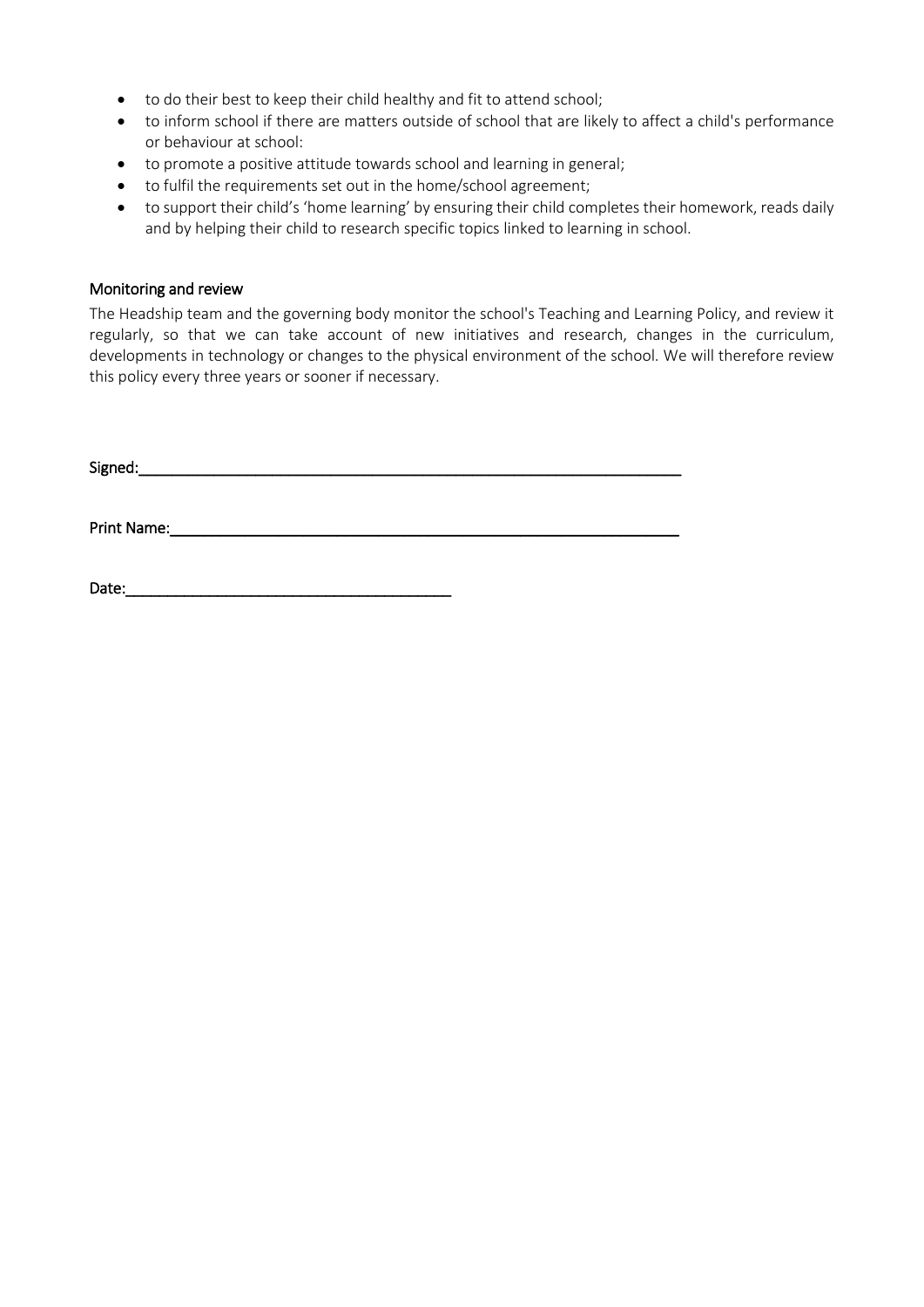- to do their best to keep their child healthy and fit to attend school;
- to inform school if there are matters outside of school that are likely to affect a child's performance or behaviour at school:
- to promote a positive attitude towards school and learning in general;
- to fulfil the requirements set out in the home/school agreement;
- to support their child's 'home learning' by ensuring their child completes their homework, reads daily and by helping their child to research specific topics linked to learning in school.

## Monitoring and review

The Headship team and the governing body monitor the school's Teaching and Learning Policy, and review it regularly, so that we can take account of new initiatives and research, changes in the curriculum, developments in technology or changes to the physical environment of the school. We will therefore review this policy every three years or sooner if necessary.

Signed:_______________________________________________________________

Print Name:____________________________________________________________

Date:_____________________________________